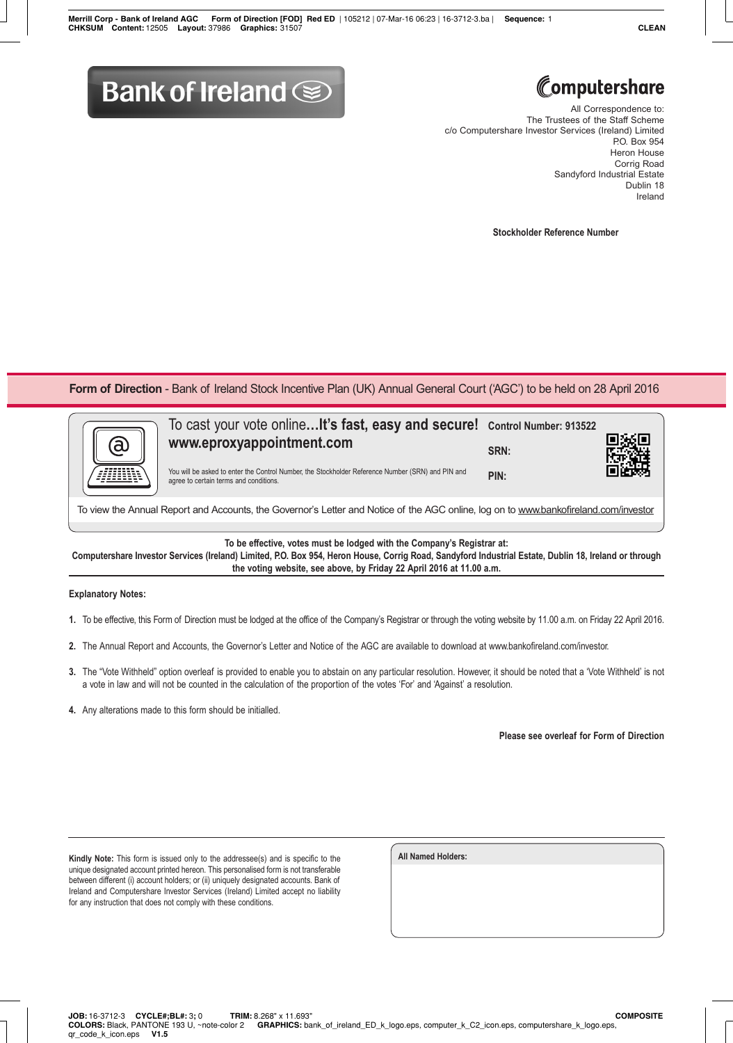Bank of Ireland

Computershare

All Correspondence to:
The Trustees of the Staff Scheme
c/o Computershare Investor Services (Ireland) Limited
P.O. Box 954
Heron House
Corrig Road
Sandyford Industrial Estate
Dublin 18
Ireland

**Stockholder Reference Number**

## Form of Direction - Bank of Ireland Stock Incentive Plan (UK) Annual General Court ('AGC') to be held on 28 April 2016

To cast your vote online**…It's fast, easy and secure!**
**www.eproxyappointment.com**

You will be asked to enter the Control Number, the Stockholder Reference Number (SRN) and PIN and agree to certain terms and conditions.

**Control Number: 913522**

**SRN:**

**PIN:**

To view the Annual Report and Accounts, the Governor's Letter and Notice of the AGC online, log on to www.bankofireland.com/investor

**To be effective, votes must be lodged with the Company's Registrar at:**
**Computershare Investor Services (Ireland) Limited, P.O. Box 954, Heron House, Corrig Road, Sandyford Industrial Estate, Dublin 18, Ireland or through the voting website, see above, by Friday 22 April 2016 at 11.00 a.m.**

**Explanatory Notes:**

1. To be effective, this Form of Direction must be lodged at the office of the Company's Registrar or through the voting website by 11.00 a.m. on Friday 22 April 2016.
2. The Annual Report and Accounts, the Governor's Letter and Notice of the AGC are available to download at www.bankofireland.com/investor.
3. The "Vote Withheld" option overleaf is provided to enable you to abstain on any particular resolution. However, it should be noted that a 'Vote Withheld' is not a vote in law and will not be counted in the calculation of the proportion of the votes 'For' and 'Against' a resolution.
4. Any alterations made to this form should be initialled.

**Please see overleaf for Form of Direction**

**Kindly Note:** This form is issued only to the addressee(s) and is specific to the unique designated account printed hereon. This personalised form is not transferable between different (i) account holders; or (ii) uniquely designated accounts. Bank of Ireland and Computershare Investor Services (Ireland) Limited accept no liability for any instruction that does not comply with these conditions.

**All Named Holders:**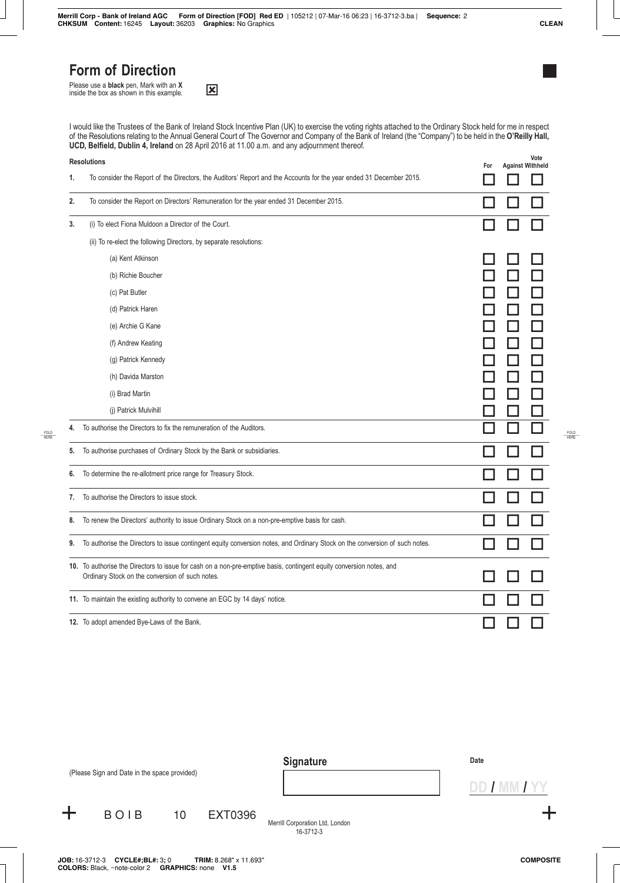# Form of Direction

Please use a **black** pen, Mark with an **X** inside the box as shown in this example. ☒

I would like the Trustees of the Bank of Ireland Stock Incentive Plan (UK) to exercise the voting rights attached to the Ordinary Stock held for me in respect of the Resolutions relating to the Annual General Court of The Governor and Company of the Bank of Ireland (the "Company") to be held in the **O'Reilly Hall, UCD, Belfield, Dublin 4, Ireland** on 28 April 2016 at 11.00 a.m. and any adjournment thereof.

| | Resolutions | For | Against | Vote Withheld |
|---|---|---|---|---|
| 1. | To consider the Report of the Directors, the Auditors' Report and the Accounts for the year ended 31 December 2015. | ☐ | ☐ | ☐ |
| 2. | To consider the Report on Directors' Remuneration for the year ended 31 December 2015. | ☐ | ☐ | ☐ |
| 3. | (i) To elect Fiona Muldoon a Director of the Court. | ☐ | ☐ | ☐ |
| | (ii) To re-elect the following Directors, by separate resolutions: | | | |
| | (a) Kent Atkinson | ☐ | ☐ | ☐ |
| | (b) Richie Boucher | ☐ | ☐ | ☐ |
| | (c) Pat Butler | ☐ | ☐ | ☐ |
| | (d) Patrick Haren | ☐ | ☐ | ☐ |
| | (e) Archie G Kane | ☐ | ☐ | ☐ |
| | (f) Andrew Keating | ☐ | ☐ | ☐ |
| | (g) Patrick Kennedy | ☐ | ☐ | ☐ |
| | (h) Davida Marston | ☐ | ☐ | ☐ |
| | (i) Brad Martin | ☐ | ☐ | ☐ |
| | (j) Patrick Mulvihill | ☐ | ☐ | ☐ |
| 4. | To authorise the Directors to fix the remuneration of the Auditors. | ☐ | ☐ | ☐ |
| 5. | To authorise purchases of Ordinary Stock by the Bank or subsidiaries. | ☐ | ☐ | ☐ |
| 6. | To determine the re-allotment price range for Treasury Stock. | ☐ | ☐ | ☐ |
| 7. | To authorise the Directors to issue stock. | ☐ | ☐ | ☐ |
| 8. | To renew the Directors' authority to issue Ordinary Stock on a non-pre-emptive basis for cash. | ☐ | ☐ | ☐ |
| 9. | To authorise the Directors to issue contingent equity conversion notes, and Ordinary Stock on the conversion of such notes. | ☐ | ☐ | ☐ |
| 10. | To authorise the Directors to issue for cash on a non-pre-emptive basis, contingent equity conversion notes, and Ordinary Stock on the conversion of such notes. | ☐ | ☐ | ☐ |
| 11. | To maintain the existing authority to convene an EGC by 14 days' notice. | ☐ | ☐ | ☐ |
| 12. | To adopt amended Bye-Laws of the Bank. | ☐ | ☐ | ☐ |

(Please Sign and Date in the space provided)

**Signature**

**Date**

DD / MM / YY

BOIB 10 EXT0396

Merrill Corporation Ltd, London
16-3712-3